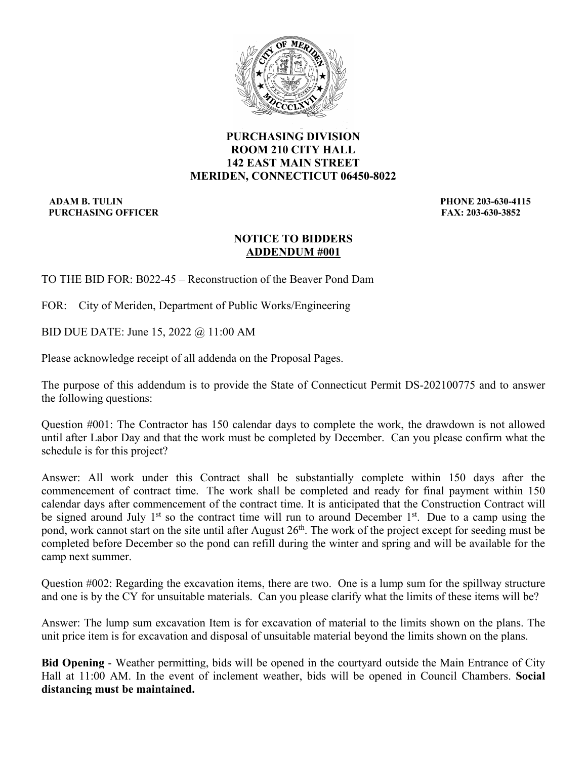**PURCHASING DIVISION**
**ROOM 210 CITY HALL**
**142 EAST MAIN STREET**
**MERIDEN, CONNECTICUT 06450-8022**

**ADAM B. TULIN** — **PHONE 203-630-4115**
**PURCHASING OFFICER** — **FAX: 203-630-3852**

## NOTICE TO BIDDERS
## ADDENDUM #001

TO THE BID FOR: B022-45 – Reconstruction of the Beaver Pond Dam

FOR: City of Meriden, Department of Public Works/Engineering

BID DUE DATE: June 15, 2022 @ 11:00 AM

Please acknowledge receipt of all addenda on the Proposal Pages.

The purpose of this addendum is to provide the State of Connecticut Permit DS-202100775 and to answer the following questions:

Question #001: The Contractor has 150 calendar days to complete the work, the drawdown is not allowed until after Labor Day and that the work must be completed by December. Can you please confirm what the schedule is for this project?

Answer: All work under this Contract shall be substantially complete within 150 days after the commencement of contract time. The work shall be completed and ready for final payment within 150 calendar days after commencement of the contract time. It is anticipated that the Construction Contract will be signed around July 1st so the contract time will run to around December 1st. Due to a camp using the pond, work cannot start on the site until after August 26th. The work of the project except for seeding must be completed before December so the pond can refill during the winter and spring and will be available for the camp next summer.

Question #002: Regarding the excavation items, there are two. One is a lump sum for the spillway structure and one is by the CY for unsuitable materials. Can you please clarify what the limits of these items will be?

Answer: The lump sum excavation Item is for excavation of material to the limits shown on the plans. The unit price item is for excavation and disposal of unsuitable material beyond the limits shown on the plans.

**Bid Opening** - Weather permitting, bids will be opened in the courtyard outside the Main Entrance of City Hall at 11:00 AM. In the event of inclement weather, bids will be opened in Council Chambers. **Social distancing must be maintained.**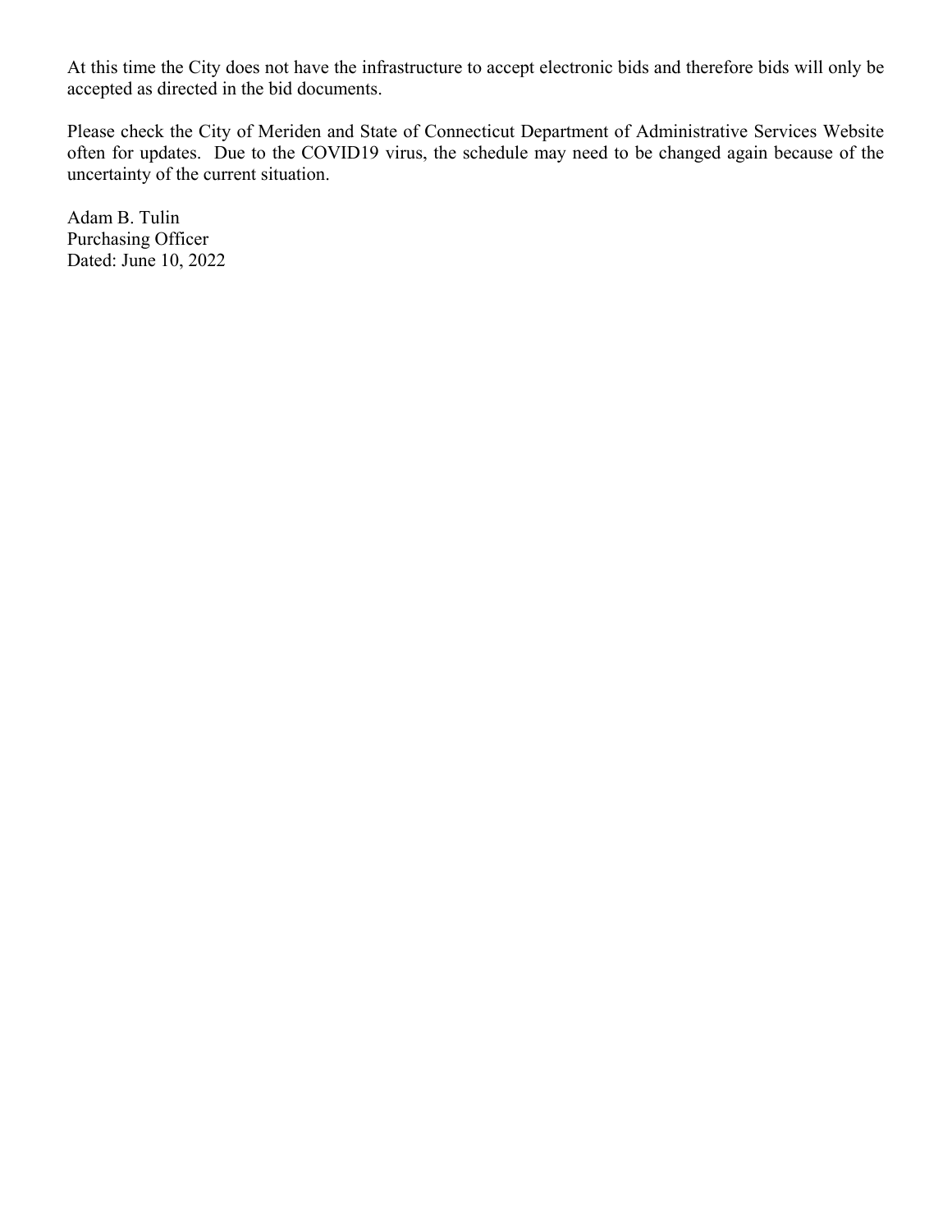At this time the City does not have the infrastructure to accept electronic bids and therefore bids will only be accepted as directed in the bid documents.

Please check the City of Meriden and State of Connecticut Department of Administrative Services Website often for updates. Due to the COVID19 virus, the schedule may need to be changed again because of the uncertainty of the current situation.

Adam B. Tulin  
Purchasing Officer  
Dated: June 10, 2022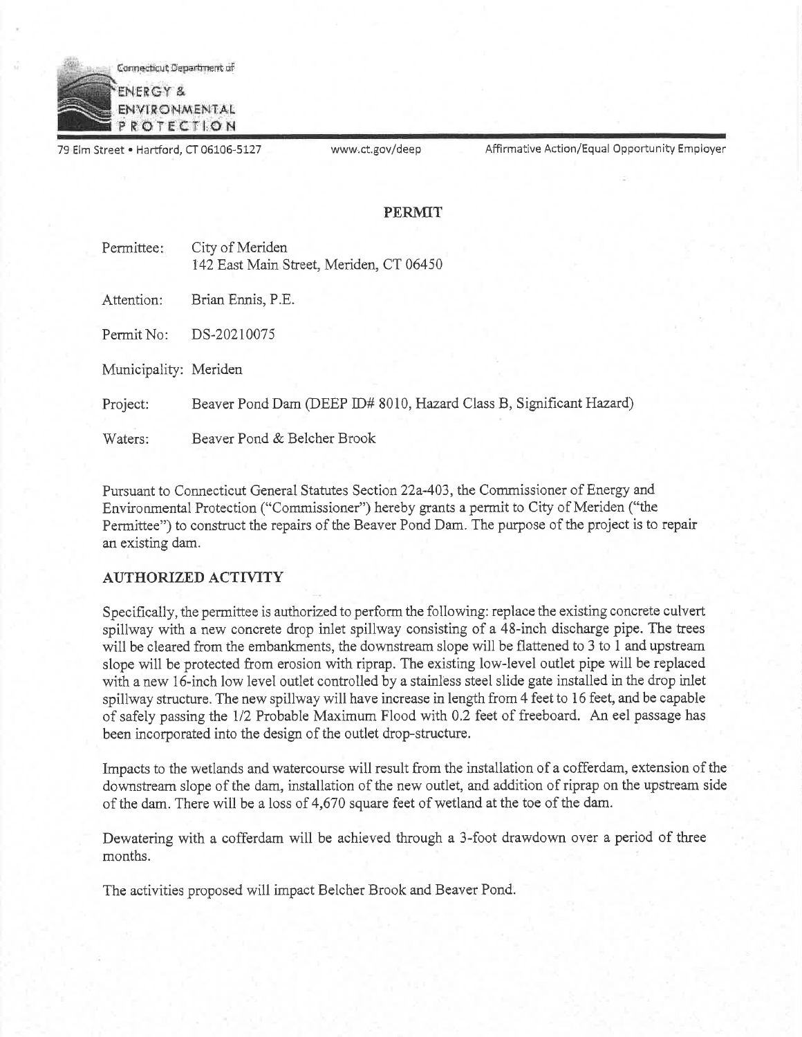Connecticut Department of

ENERGY & ENVIRONMENTAL PROTECTION

79 Elm Street • Hartford, CT 06106-5127 www.ct.gov/deep Affirmative Action/Equal Opportunity Employer

## PERMIT

Permittee: City of Meriden
142 East Main Street, Meriden, CT 06450

Attention: Brian Ennis, P.E.

Permit No: DS-20210075

Municipality: Meriden

Project: Beaver Pond Dam (DEEP ID# 8010, Hazard Class B, Significant Hazard)

Waters: Beaver Pond & Belcher Brook

Pursuant to Connecticut General Statutes Section 22a-403, the Commissioner of Energy and Environmental Protection ("Commissioner") hereby grants a permit to City of Meriden ("the Permittee") to construct the repairs of the Beaver Pond Dam. The purpose of the project is to repair an existing dam.

### AUTHORIZED ACTIVITY

Specifically, the permittee is authorized to perform the following: replace the existing concrete culvert spillway with a new concrete drop inlet spillway consisting of a 48-inch discharge pipe. The trees will be cleared from the embankments, the downstream slope will be flattened to 3 to 1 and upstream slope will be protected from erosion with riprap. The existing low-level outlet pipe will be replaced with a new 16-inch low level outlet controlled by a stainless steel slide gate installed in the drop inlet spillway structure. The new spillway will have increase in length from 4 feet to 16 feet, and be capable of safely passing the 1/2 Probable Maximum Flood with 0.2 feet of freeboard. An eel passage has been incorporated into the design of the outlet drop-structure.

Impacts to the wetlands and watercourse will result from the installation of a cofferdam, extension of the downstream slope of the dam, installation of the new outlet, and addition of riprap on the upstream side of the dam. There will be a loss of 4,670 square feet of wetland at the toe of the dam.

Dewatering with a cofferdam will be achieved through a 3-foot drawdown over a period of three months.

The activities proposed will impact Belcher Brook and Beaver Pond.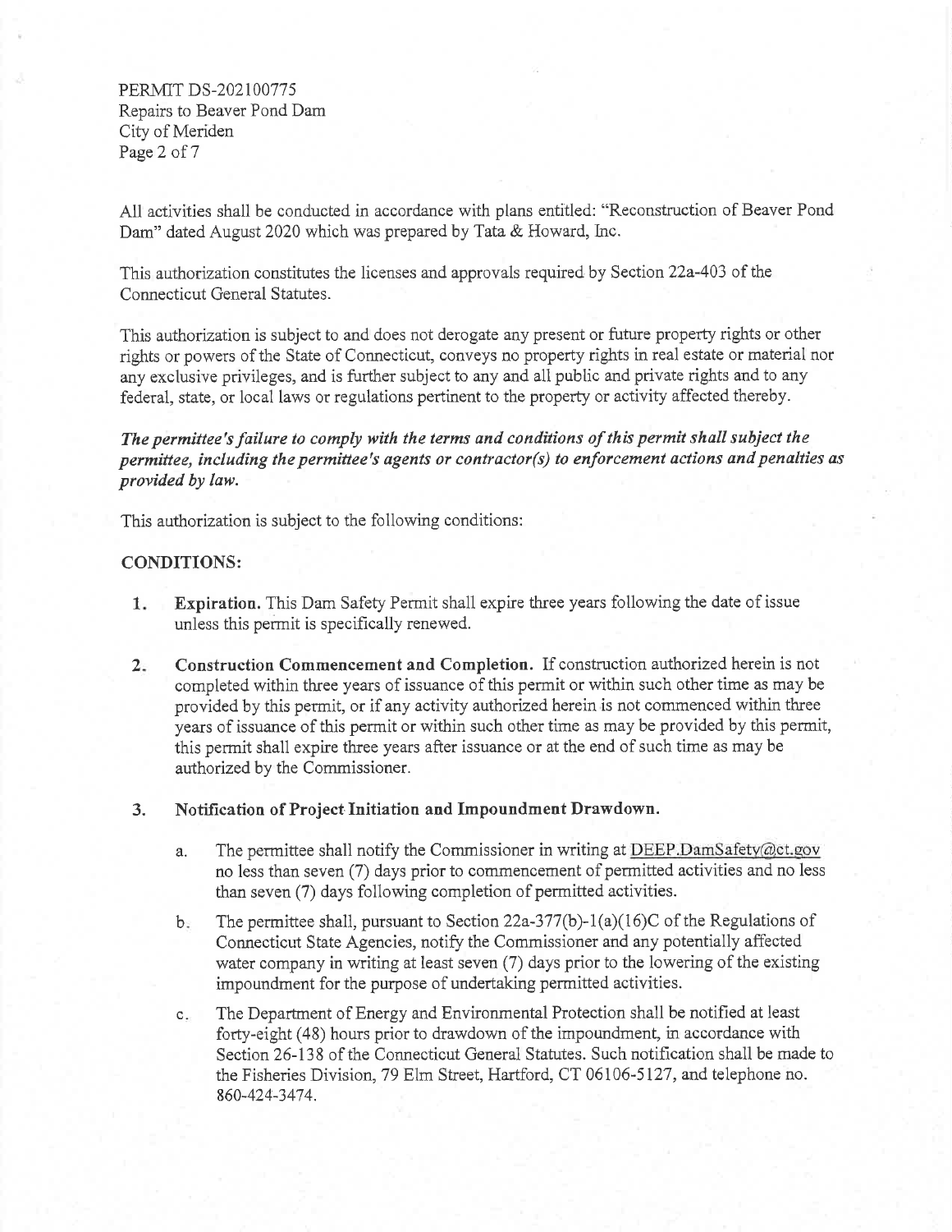All activities shall be conducted in accordance with plans entitled: "Reconstruction of Beaver Pond Dam" dated August 2020 which was prepared by Tata & Howard, Inc.

This authorization constitutes the licenses and approvals required by Section 22a-403 of the Connecticut General Statutes.

This authorization is subject to and does not derogate any present or future property rights or other rights or powers of the State of Connecticut, conveys no property rights in real estate or material nor any exclusive privileges, and is further subject to any and all public and private rights and to any federal, state, or local laws or regulations pertinent to the property or activity affected thereby.

***The permittee's failure to comply with the terms and conditions of this permit shall subject the permittee, including the permittee's agents or contractor(s) to enforcement actions and penalties as provided by law.***

This authorization is subject to the following conditions:

**CONDITIONS:**

1. **Expiration.** This Dam Safety Permit shall expire three years following the date of issue unless this permit is specifically renewed.

2. **Construction Commencement and Completion.** If construction authorized herein is not completed within three years of issuance of this permit or within such other time as may be provided by this permit, or if any activity authorized herein is not commenced within three years of issuance of this permit or within such other time as may be provided by this permit, this permit shall expire three years after issuance or at the end of such time as may be authorized by the Commissioner.

3. **Notification of Project Initiation and Impoundment Drawdown.**

   a. The permittee shall notify the Commissioner in writing at DEEP.DamSafety@ct.gov no less than seven (7) days prior to commencement of permitted activities and no less than seven (7) days following completion of permitted activities.

   b. The permittee shall, pursuant to Section 22a-377(b)-1(a)(16)C of the Regulations of Connecticut State Agencies, notify the Commissioner and any potentially affected water company in writing at least seven (7) days prior to the lowering of the existing impoundment for the purpose of undertaking permitted activities.

   c. The Department of Energy and Environmental Protection shall be notified at least forty-eight (48) hours prior to drawdown of the impoundment, in accordance with Section 26-138 of the Connecticut General Statutes. Such notification shall be made to the Fisheries Division, 79 Elm Street, Hartford, CT 06106-5127, and telephone no. 860-424-3474.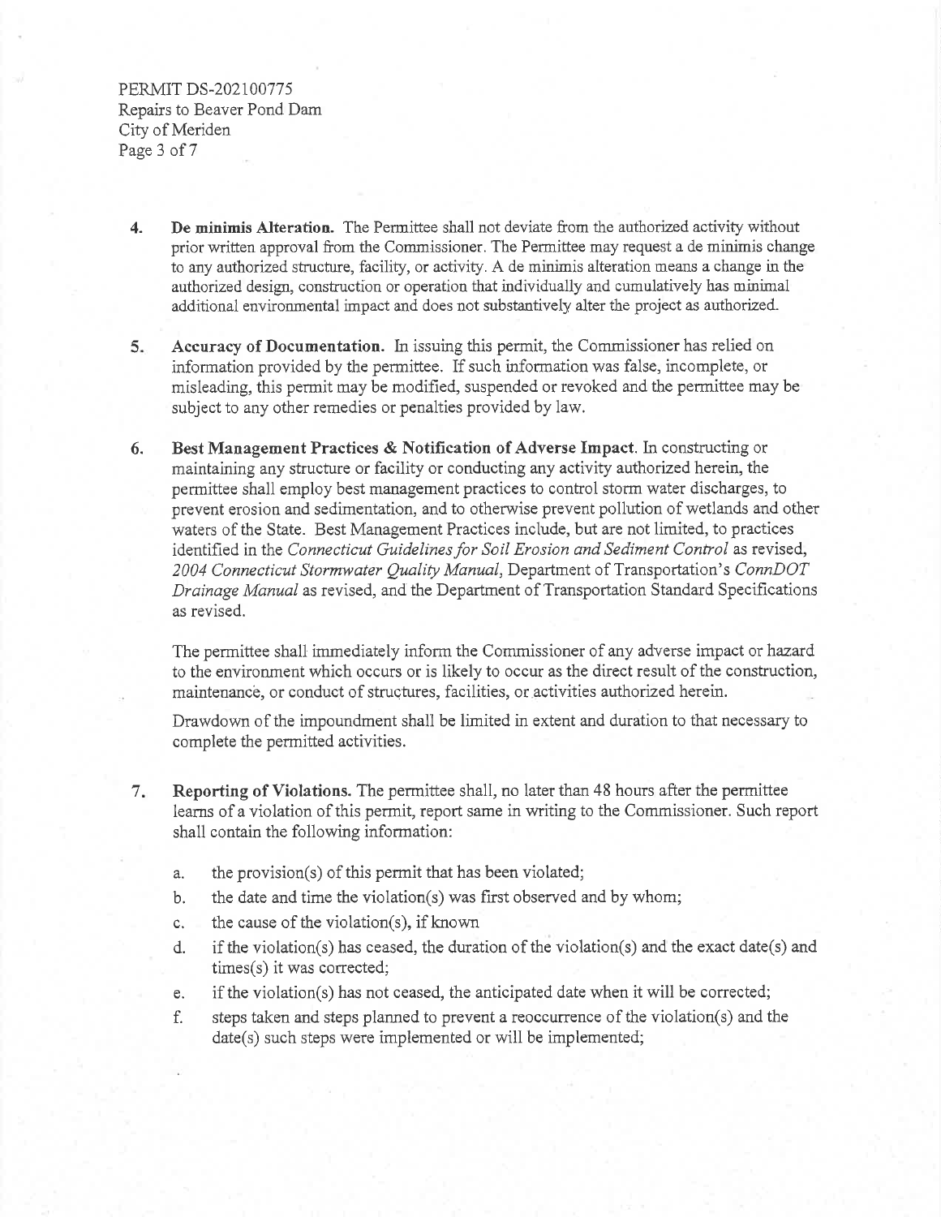4. **De minimis Alteration.** The Permittee shall not deviate from the authorized activity without prior written approval from the Commissioner. The Permittee may request a de minimis change to any authorized structure, facility, or activity. A de minimis alteration means a change in the authorized design, construction or operation that individually and cumulatively has minimal additional environmental impact and does not substantively alter the project as authorized.

5. **Accuracy of Documentation.** In issuing this permit, the Commissioner has relied on information provided by the permittee. If such information was false, incomplete, or misleading, this permit may be modified, suspended or revoked and the permittee may be subject to any other remedies or penalties provided by law.

6. **Best Management Practices & Notification of Adverse Impact**. In constructing or maintaining any structure or facility or conducting any activity authorized herein, the permittee shall employ best management practices to control storm water discharges, to prevent erosion and sedimentation, and to otherwise prevent pollution of wetlands and other waters of the State. Best Management Practices include, but are not limited, to practices identified in the *Connecticut Guidelines for Soil Erosion and Sediment Control* as revised, *2004 Connecticut Stormwater Quality Manual*, Department of Transportation's *ConnDOT Drainage Manual* as revised, and the Department of Transportation Standard Specifications as revised.

   The permittee shall immediately inform the Commissioner of any adverse impact or hazard to the environment which occurs or is likely to occur as the direct result of the construction, maintenance, or conduct of structures, facilities, or activities authorized herein.

   Drawdown of the impoundment shall be limited in extent and duration to that necessary to complete the permitted activities.

7. **Reporting of Violations.** The permittee shall, no later than 48 hours after the permittee learns of a violation of this permit, report same in writing to the Commissioner. Such report shall contain the following information:

   a. the provision(s) of this permit that has been violated;
   b. the date and time the violation(s) was first observed and by whom;
   c. the cause of the violation(s), if known
   d. if the violation(s) has ceased, the duration of the violation(s) and the exact date(s) and times(s) it was corrected;
   e. if the violation(s) has not ceased, the anticipated date when it will be corrected;
   f. steps taken and steps planned to prevent a reoccurrence of the violation(s) and the date(s) such steps were implemented or will be implemented;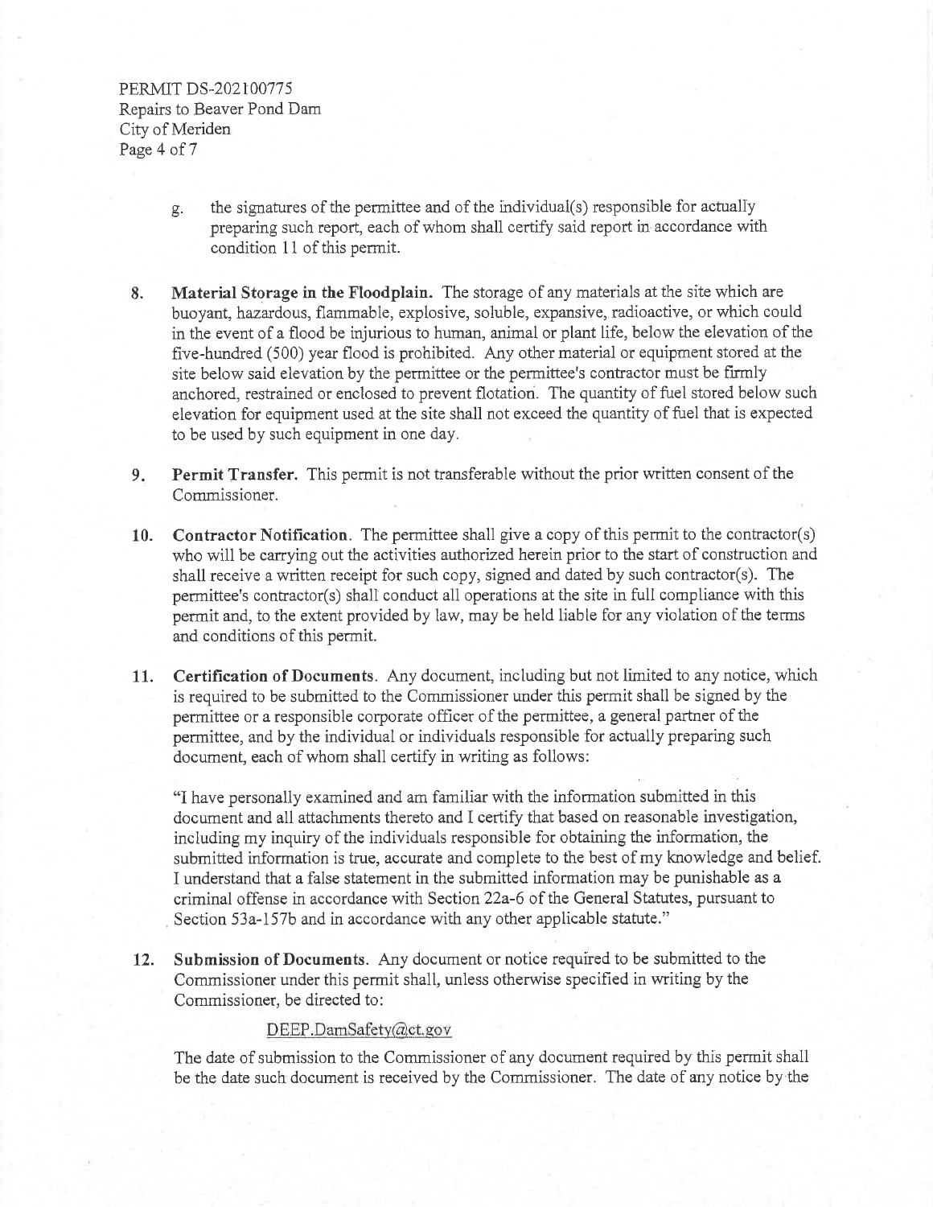g. the signatures of the permittee and of the individual(s) responsible for actually preparing such report, each of whom shall certify said report in accordance with condition 11 of this permit.

8. **Material Storage in the Floodplain.** The storage of any materials at the site which are buoyant, hazardous, flammable, explosive, soluble, expansive, radioactive, or which could in the event of a flood be injurious to human, animal or plant life, below the elevation of the five-hundred (500) year flood is prohibited. Any other material or equipment stored at the site below said elevation by the permittee or the permittee's contractor must be firmly anchored, restrained or enclosed to prevent flotation. The quantity of fuel stored below such elevation for equipment used at the site shall not exceed the quantity of fuel that is expected to be used by such equipment in one day.

9. **Permit Transfer.** This permit is not transferable without the prior written consent of the Commissioner.

10. **Contractor Notification.** The permittee shall give a copy of this permit to the contractor(s) who will be carrying out the activities authorized herein prior to the start of construction and shall receive a written receipt for such copy, signed and dated by such contractor(s). The permittee's contractor(s) shall conduct all operations at the site in full compliance with this permit and, to the extent provided by law, may be held liable for any violation of the terms and conditions of this permit.

11. **Certification of Documents.** Any document, including but not limited to any notice, which is required to be submitted to the Commissioner under this permit shall be signed by the permittee or a responsible corporate officer of the permittee, a general partner of the permittee, and by the individual or individuals responsible for actually preparing such document, each of whom shall certify in writing as follows:

   "I have personally examined and am familiar with the information submitted in this document and all attachments thereto and I certify that based on reasonable investigation, including my inquiry of the individuals responsible for obtaining the information, the submitted information is true, accurate and complete to the best of my knowledge and belief. I understand that a false statement in the submitted information may be punishable as a criminal offense in accordance with Section 22a-6 of the General Statutes, pursuant to Section 53a-157b and in accordance with any other applicable statute."

12. **Submission of Documents.** Any document or notice required to be submitted to the Commissioner under this permit shall, unless otherwise specified in writing by the Commissioner, be directed to:

   DEEP.DamSafety@ct.gov

   The date of submission to the Commissioner of any document required by this permit shall be the date such document is received by the Commissioner. The date of any notice by the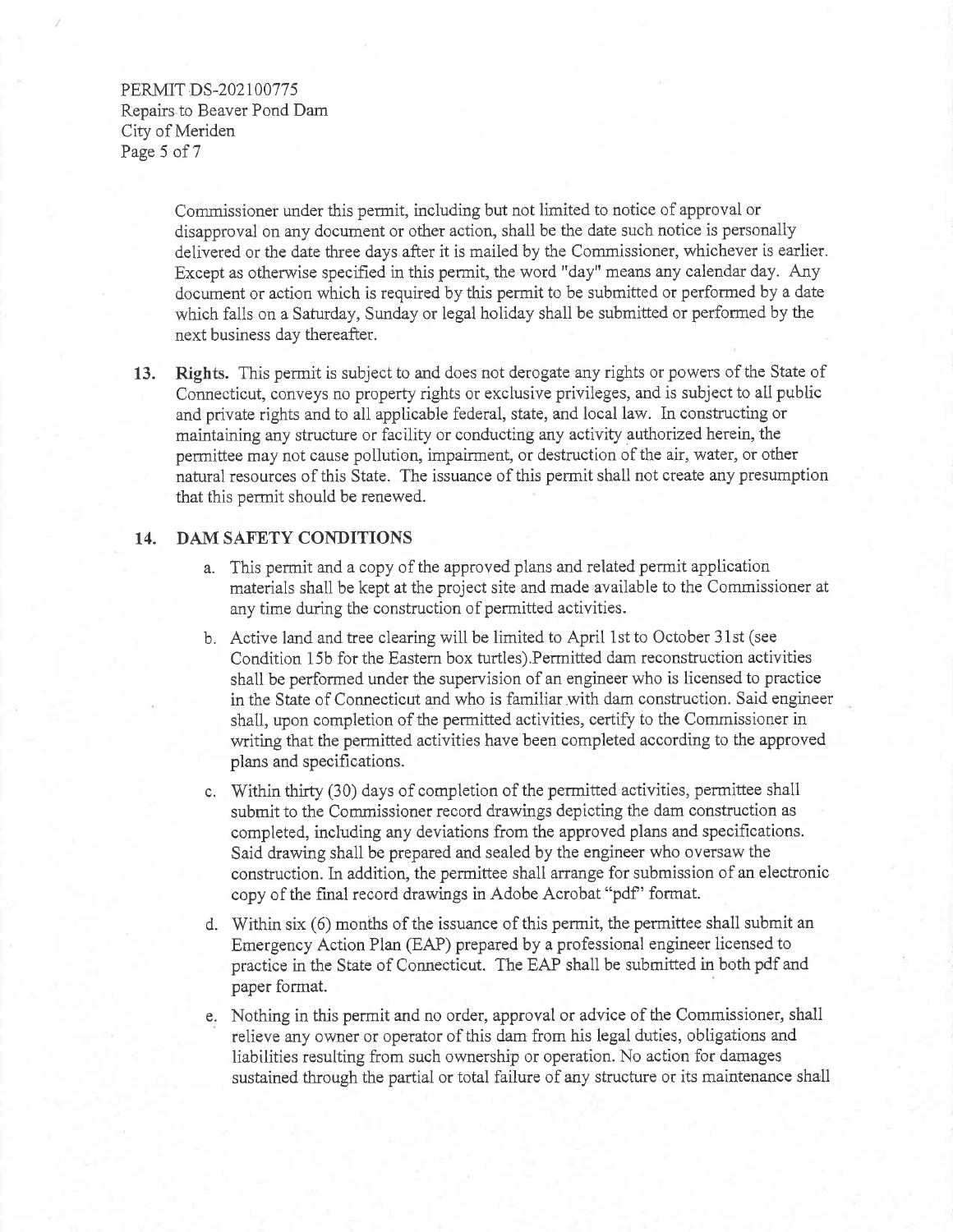Commissioner under this permit, including but not limited to notice of approval or disapproval on any document or other action, shall be the date such notice is personally delivered or the date three days after it is mailed by the Commissioner, whichever is earlier. Except as otherwise specified in this permit, the word "day" means any calendar day. Any document or action which is required by this permit to be submitted or performed by a date which falls on a Saturday, Sunday or legal holiday shall be submitted or performed by the next business day thereafter.

13. **Rights.** This permit is subject to and does not derogate any rights or powers of the State of Connecticut, conveys no property rights or exclusive privileges, and is subject to all public and private rights and to all applicable federal, state, and local law. In constructing or maintaining any structure or facility or conducting any activity authorized herein, the permittee may not cause pollution, impairment, or destruction of the air, water, or other natural resources of this State. The issuance of this permit shall not create any presumption that this permit should be renewed.

14. **DAM SAFETY CONDITIONS**

    a. This permit and a copy of the approved plans and related permit application materials shall be kept at the project site and made available to the Commissioner at any time during the construction of permitted activities.

    b. Active land and tree clearing will be limited to April 1st to October 31st (see Condition 15b for the Eastern box turtles).Permitted dam reconstruction activities shall be performed under the supervision of an engineer who is licensed to practice in the State of Connecticut and who is familiar with dam construction. Said engineer shall, upon completion of the permitted activities, certify to the Commissioner in writing that the permitted activities have been completed according to the approved plans and specifications.

    c. Within thirty (30) days of completion of the permitted activities, permittee shall submit to the Commissioner record drawings depicting the dam construction as completed, including any deviations from the approved plans and specifications. Said drawing shall be prepared and sealed by the engineer who oversaw the construction. In addition, the permittee shall arrange for submission of an electronic copy of the final record drawings in Adobe Acrobat "pdf" format.

    d. Within six (6) months of the issuance of this permit, the permittee shall submit an Emergency Action Plan (EAP) prepared by a professional engineer licensed to practice in the State of Connecticut. The EAP shall be submitted in both pdf and paper format.

    e. Nothing in this permit and no order, approval or advice of the Commissioner, shall relieve any owner or operator of this dam from his legal duties, obligations and liabilities resulting from such ownership or operation. No action for damages sustained through the partial or total failure of any structure or its maintenance shall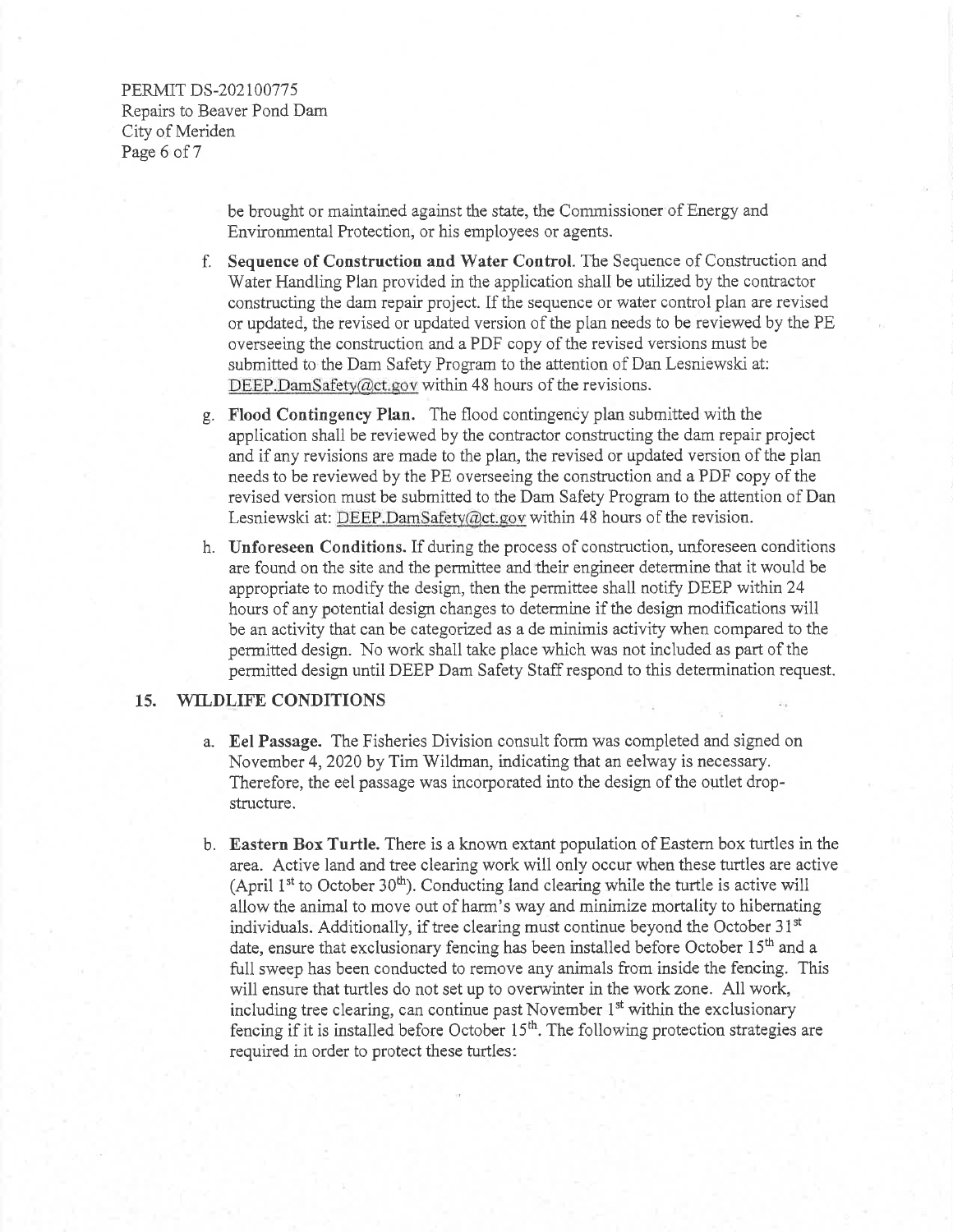be brought or maintained against the state, the Commissioner of Energy and Environmental Protection, or his employees or agents.

f. **Sequence of Construction and Water Control.** The Sequence of Construction and Water Handling Plan provided in the application shall be utilized by the contractor constructing the dam repair project. If the sequence or water control plan are revised or updated, the revised or updated version of the plan needs to be reviewed by the PE overseeing the construction and a PDF copy of the revised versions must be submitted to the Dam Safety Program to the attention of Dan Lesniewski at: DEEP.DamSafety@ct.gov within 48 hours of the revisions.

g. **Flood Contingency Plan.** The flood contingency plan submitted with the application shall be reviewed by the contractor constructing the dam repair project and if any revisions are made to the plan, the revised or updated version of the plan needs to be reviewed by the PE overseeing the construction and a PDF copy of the revised version must be submitted to the Dam Safety Program to the attention of Dan Lesniewski at: DEEP.DamSafety@ct.gov within 48 hours of the revision.

h. **Unforeseen Conditions.** If during the process of construction, unforeseen conditions are found on the site and the permittee and their engineer determine that it would be appropriate to modify the design, then the permittee shall notify DEEP within 24 hours of any potential design changes to determine if the design modifications will be an activity that can be categorized as a de minimis activity when compared to the permitted design. No work shall take place which was not included as part of the permitted design until DEEP Dam Safety Staff respond to this determination request.

## 15. WILDLIFE CONDITIONS

a. **Eel Passage.** The Fisheries Division consult form was completed and signed on November 4, 2020 by Tim Wildman, indicating that an eelway is necessary. Therefore, the eel passage was incorporated into the design of the outlet drop-structure.

b. **Eastern Box Turtle.** There is a known extant population of Eastern box turtles in the area. Active land and tree clearing work will only occur when these turtles are active (April 1st to October 30th). Conducting land clearing while the turtle is active will allow the animal to move out of harm's way and minimize mortality to hibernating individuals. Additionally, if tree clearing must continue beyond the October 31st date, ensure that exclusionary fencing has been installed before October 15th and a full sweep has been conducted to remove any animals from inside the fencing. This will ensure that turtles do not set up to overwinter in the work zone. All work, including tree clearing, can continue past November 1st within the exclusionary fencing if it is installed before October 15th. The following protection strategies are required in order to protect these turtles: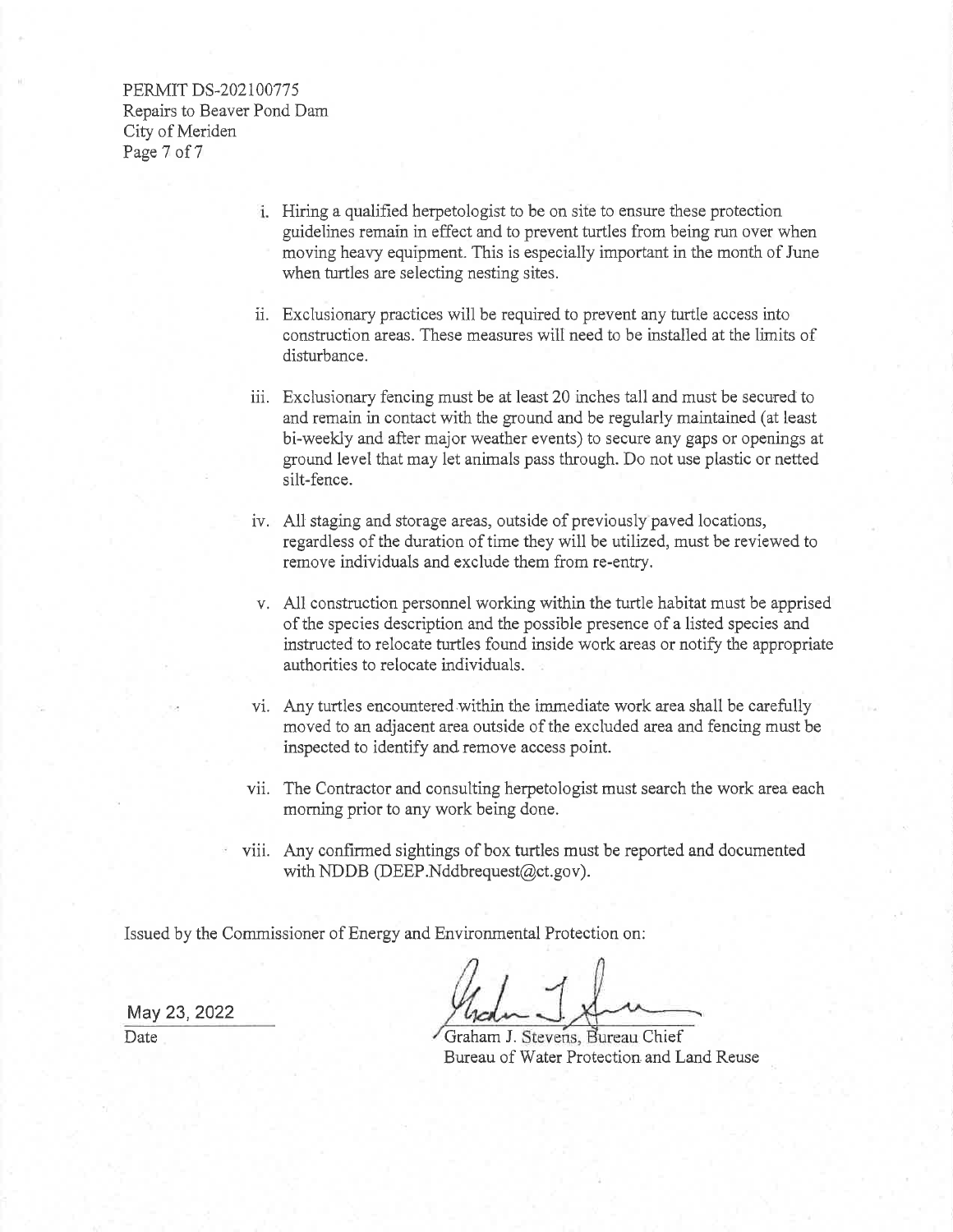i. Hiring a qualified herpetologist to be on site to ensure these protection guidelines remain in effect and to prevent turtles from being run over when moving heavy equipment. This is especially important in the month of June when turtles are selecting nesting sites.

ii. Exclusionary practices will be required to prevent any turtle access into construction areas. These measures will need to be installed at the limits of disturbance.

iii. Exclusionary fencing must be at least 20 inches tall and must be secured to and remain in contact with the ground and be regularly maintained (at least bi-weekly and after major weather events) to secure any gaps or openings at ground level that may let animals pass through. Do not use plastic or netted silt-fence.

iv. All staging and storage areas, outside of previously paved locations, regardless of the duration of time they will be utilized, must be reviewed to remove individuals and exclude them from re-entry.

v. All construction personnel working within the turtle habitat must be apprised of the species description and the possible presence of a listed species and instructed to relocate turtles found inside work areas or notify the appropriate authorities to relocate individuals.

vi. Any turtles encountered within the immediate work area shall be carefully moved to an adjacent area outside of the excluded area and fencing must be inspected to identify and remove access point.

vii. The Contractor and consulting herpetologist must search the work area each morning prior to any work being done.

viii. Any confirmed sightings of box turtles must be reported and documented with NDDB (DEEP.Nddbrequest@ct.gov).

Issued by the Commissioner of Energy and Environmental Protection on:

May 23, 2022
Date

Graham J. Stevens, Bureau Chief
Bureau of Water Protection and Land Reuse